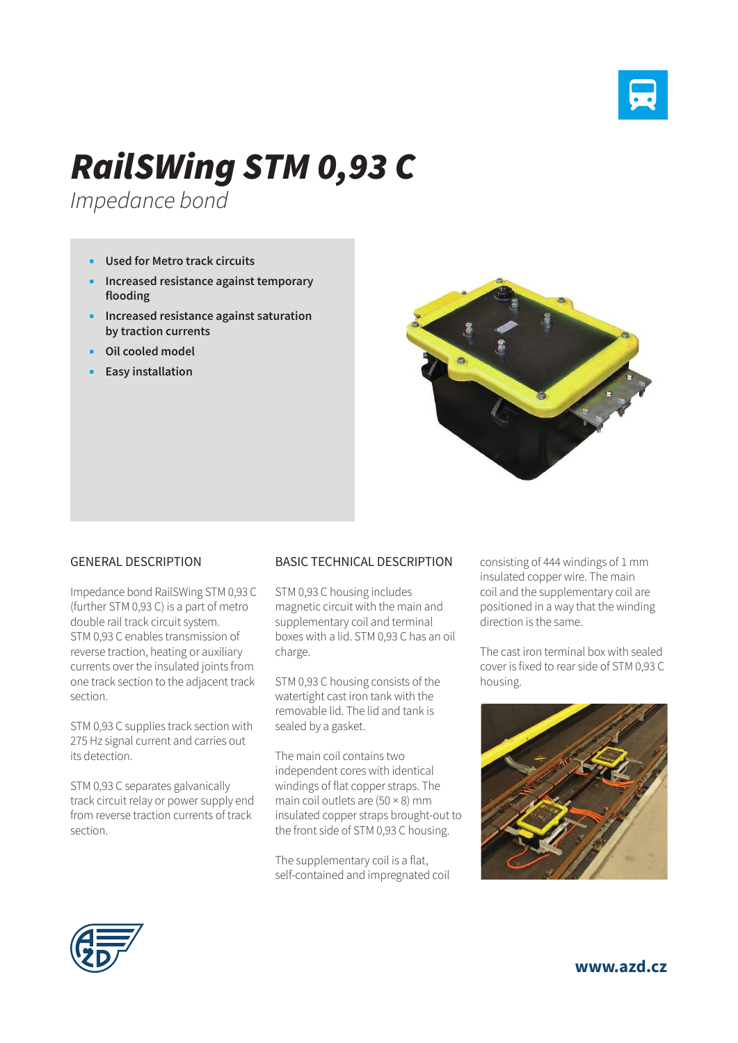# RailSWing STM 0,93 C

*Impedance bond*

- **Used for Metro track circuits**
- **Increased resistance against temporary flooding**
- **Increased resistance against saturation by traction currents**
- **Oil cooled model**
- **Easy installation**

## GENERAL DESCRIPTION

Impedance bond RailSWing STM 0,93 C (further STM 0,93 C) is a part of metro double rail track circuit system. STM 0,93 C enables transmission of reverse traction, heating or auxiliary currents over the insulated joints from one track section to the adjacent track section.

STM 0,93 C supplies track section with 275 Hz signal current and carries out its detection.

STM 0,93 C separates galvanically track circuit relay or power supply end from reverse traction currents of track section.

## BASIC TECHNICAL DESCRIPTION

STM 0,93 C housing includes magnetic circuit with the main and supplementary coil and terminal boxes with a lid. STM 0,93 C has an oil charge.

STM 0,93 C housing consists of the watertight cast iron tank with the removable lid. The lid and tank is sealed by a gasket.

The main coil contains two independent cores with identical windings of flat copper straps. The main coil outlets are (50 × 8) mm insulated copper straps brought-out to the front side of STM 0,93 C housing.

The supplementary coil is a flat, self-contained and impregnated coil consisting of 444 windings of 1 mm insulated copper wire. The main coil and the supplementary coil are positioned in a way that the winding direction is the same.

The cast iron terminal box with sealed cover is fixed to rear side of STM 0,93 C housing.

www.azd.cz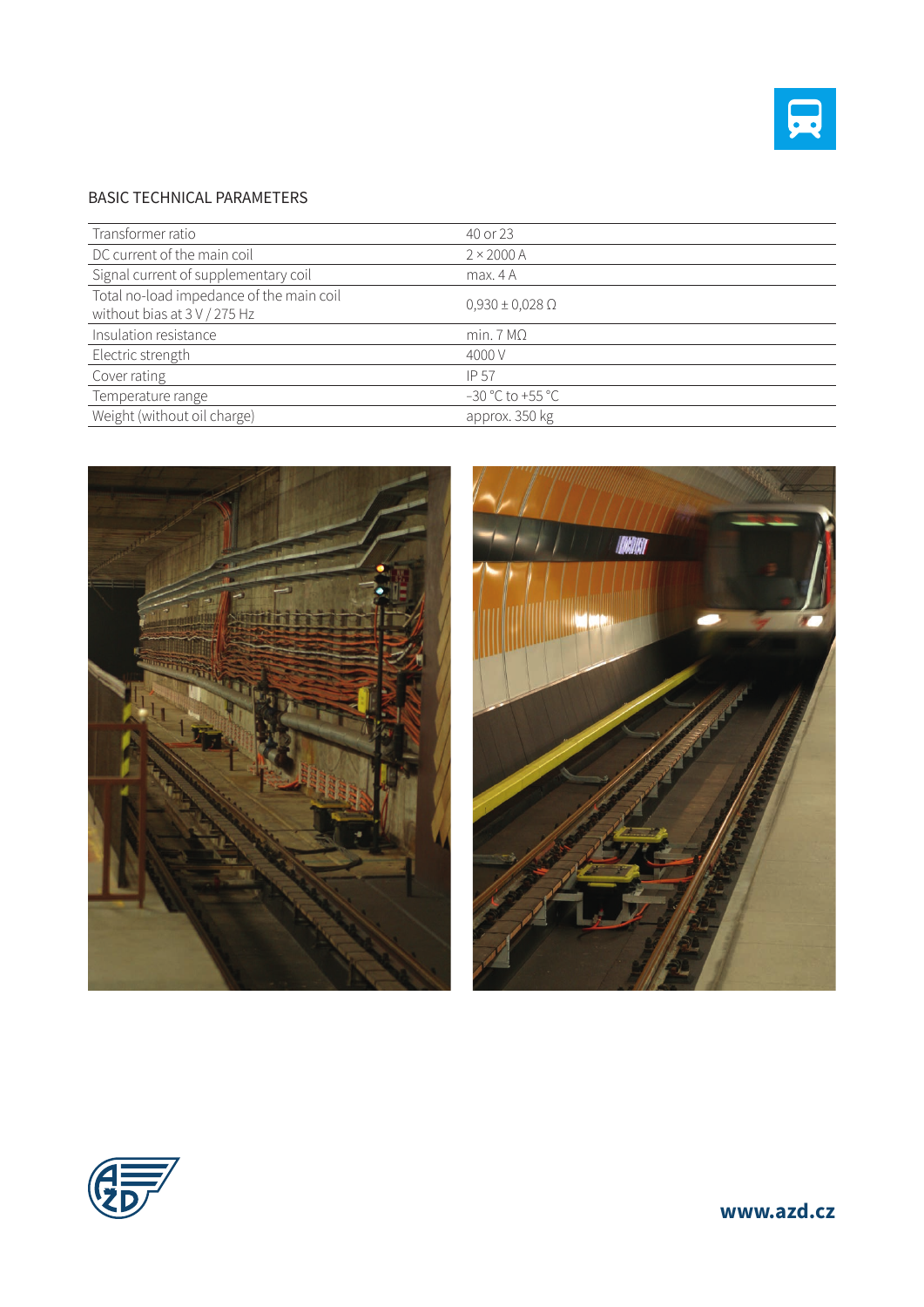## BASIC TECHNICAL PARAMETERS

| | |
|---|---|
| Transformer ratio | 40 or 23 |
| DC current of the main coil | 2 × 2000 A |
| Signal current of supplementary coil | max. 4 A |
| Total no-load impedance of the main coil without bias at 3 V / 275 Hz | 0,930 ± 0,028 Ω |
| Insulation resistance | min. 7 MΩ |
| Electric strength | 4000 V |
| Cover rating | IP 57 |
| Temperature range | −30 °C to +55 °C |
| Weight (without oil charge) | approx. 350 kg |

www.azd.cz